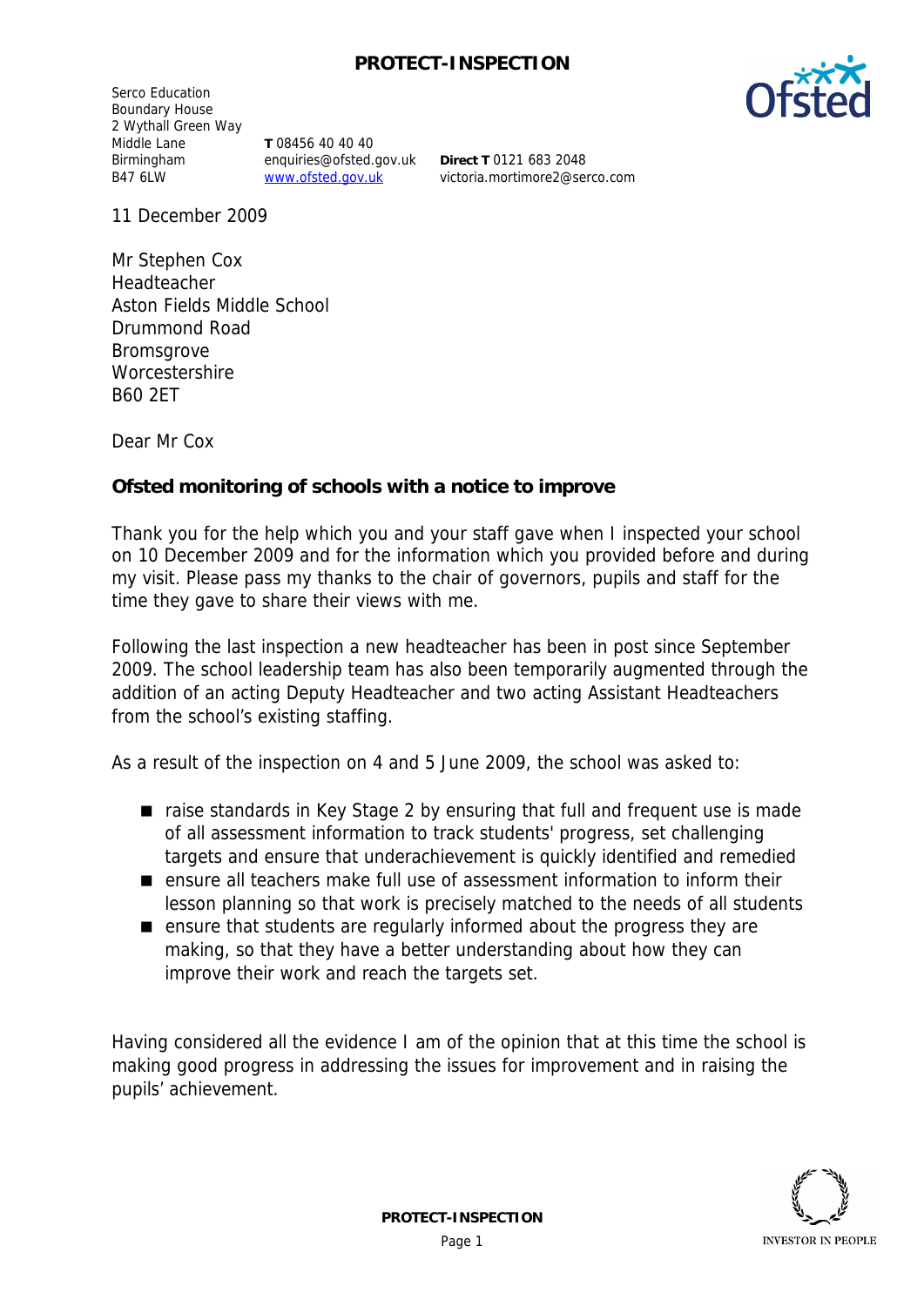Serco Education
Boundary House
2 Wythall Green Way
Middle Lane
Birmingham
B47 6LW

**T** 08456 40 40 40
enquiries@ofsted.gov.uk
www.ofsted.gov.uk

**Direct T** 0121 683 2048
victoria.mortimore2@serco.com

11 December 2009

Mr Stephen Cox
Headteacher
Aston Fields Middle School
Drummond Road
Bromsgrove
Worcestershire
B60 2ET

Dear Mr Cox

**Ofsted monitoring of schools with a notice to improve**

Thank you for the help which you and your staff gave when I inspected your school on 10 December 2009 and for the information which you provided before and during my visit. Please pass my thanks to the chair of governors, pupils and staff for the time they gave to share their views with me.

Following the last inspection a new headteacher has been in post since September 2009. The school leadership team has also been temporarily augmented through the addition of an acting Deputy Headteacher and two acting Assistant Headteachers from the school's existing staffing.

As a result of the inspection on 4 and 5 June 2009, the school was asked to:

- raise standards in Key Stage 2 by ensuring that full and frequent use is made of all assessment information to track students' progress, set challenging targets and ensure that underachievement is quickly identified and remedied
- ensure all teachers make full use of assessment information to inform their lesson planning so that work is precisely matched to the needs of all students
- ensure that students are regularly informed about the progress they are making, so that they have a better understanding about how they can improve their work and reach the targets set.

Having considered all the evidence I am of the opinion that at this time the school is making good progress in addressing the issues for improvement and in raising the pupils' achievement.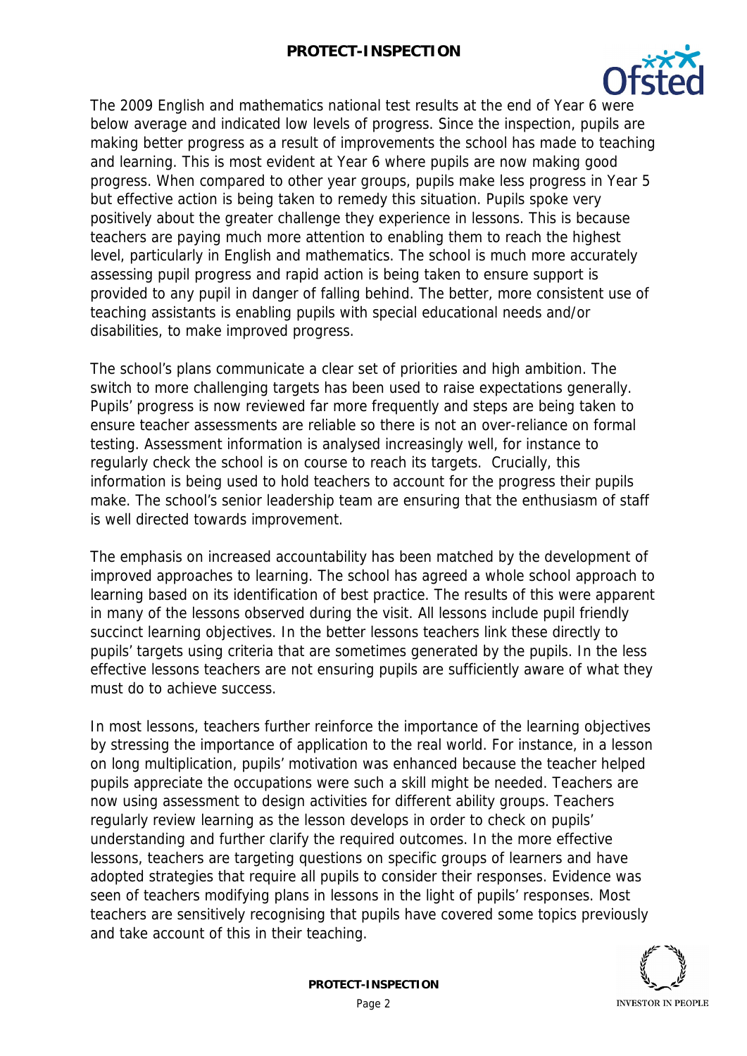The 2009 English and mathematics national test results at the end of Year 6 were below average and indicated low levels of progress. Since the inspection, pupils are making better progress as a result of improvements the school has made to teaching and learning. This is most evident at Year 6 where pupils are now making good progress. When compared to other year groups, pupils make less progress in Year 5 but effective action is being taken to remedy this situation. Pupils spoke very positively about the greater challenge they experience in lessons. This is because teachers are paying much more attention to enabling them to reach the highest level, particularly in English and mathematics. The school is much more accurately assessing pupil progress and rapid action is being taken to ensure support is provided to any pupil in danger of falling behind. The better, more consistent use of teaching assistants is enabling pupils with special educational needs and/or disabilities, to make improved progress.

The school's plans communicate a clear set of priorities and high ambition. The switch to more challenging targets has been used to raise expectations generally. Pupils' progress is now reviewed far more frequently and steps are being taken to ensure teacher assessments are reliable so there is not an over-reliance on formal testing. Assessment information is analysed increasingly well, for instance to regularly check the school is on course to reach its targets. Crucially, this information is being used to hold teachers to account for the progress their pupils make. The school's senior leadership team are ensuring that the enthusiasm of staff is well directed towards improvement.

The emphasis on increased accountability has been matched by the development of improved approaches to learning. The school has agreed a whole school approach to learning based on its identification of best practice. The results of this were apparent in many of the lessons observed during the visit. All lessons include pupil friendly succinct learning objectives. In the better lessons teachers link these directly to pupils' targets using criteria that are sometimes generated by the pupils. In the less effective lessons teachers are not ensuring pupils are sufficiently aware of what they must do to achieve success.

In most lessons, teachers further reinforce the importance of the learning objectives by stressing the importance of application to the real world. For instance, in a lesson on long multiplication, pupils' motivation was enhanced because the teacher helped pupils appreciate the occupations were such a skill might be needed. Teachers are now using assessment to design activities for different ability groups. Teachers regularly review learning as the lesson develops in order to check on pupils' understanding and further clarify the required outcomes. In the more effective lessons, teachers are targeting questions on specific groups of learners and have adopted strategies that require all pupils to consider their responses. Evidence was seen of teachers modifying plans in lessons in the light of pupils' responses. Most teachers are sensitively recognising that pupils have covered some topics previously and take account of this in their teaching.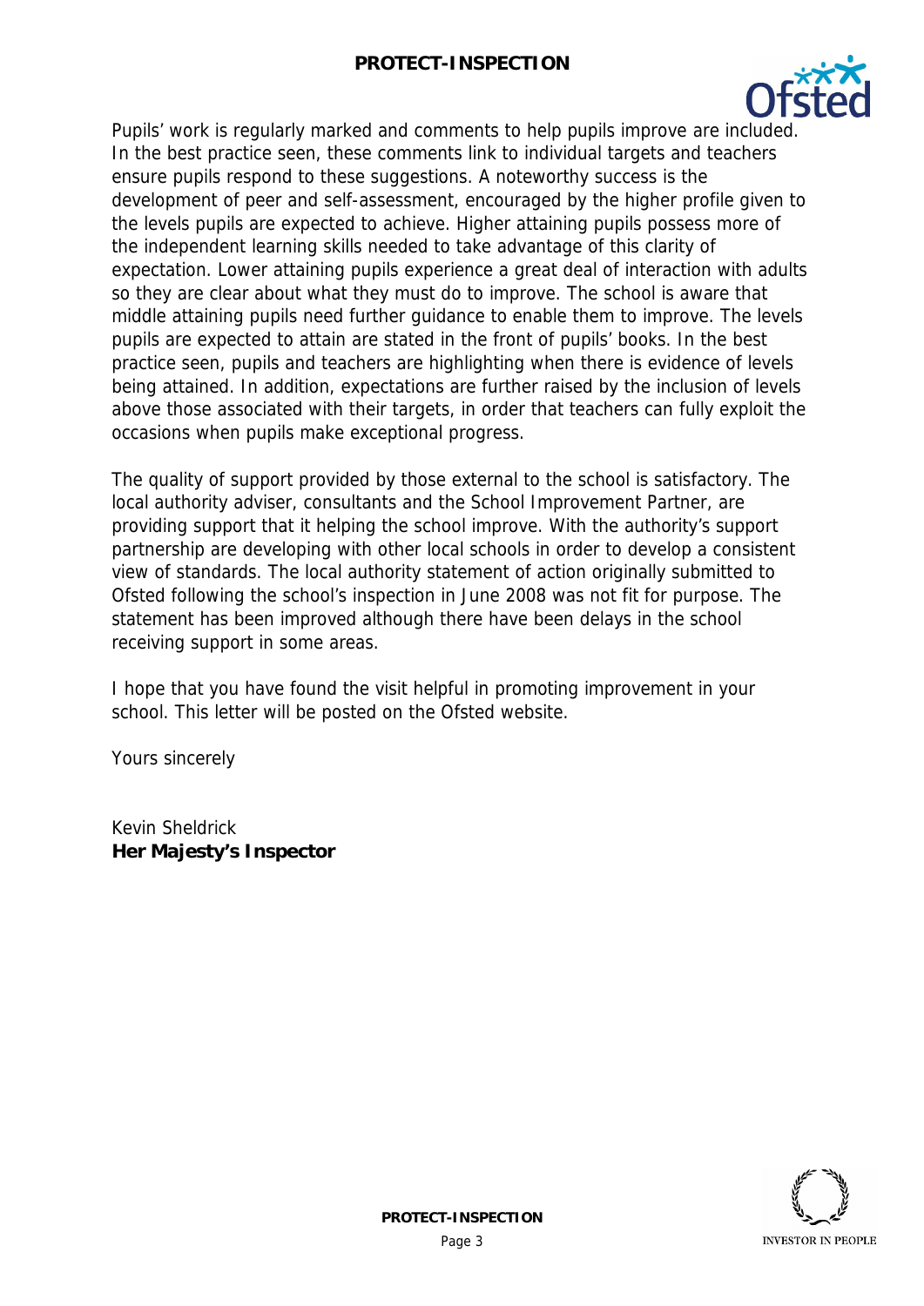Pupils' work is regularly marked and comments to help pupils improve are included. In the best practice seen, these comments link to individual targets and teachers ensure pupils respond to these suggestions. A noteworthy success is the development of peer and self-assessment, encouraged by the higher profile given to the levels pupils are expected to achieve. Higher attaining pupils possess more of the independent learning skills needed to take advantage of this clarity of expectation. Lower attaining pupils experience a great deal of interaction with adults so they are clear about what they must do to improve. The school is aware that middle attaining pupils need further guidance to enable them to improve. The levels pupils are expected to attain are stated in the front of pupils' books. In the best practice seen, pupils and teachers are highlighting when there is evidence of levels being attained. In addition, expectations are further raised by the inclusion of levels above those associated with their targets, in order that teachers can fully exploit the occasions when pupils make exceptional progress.

The quality of support provided by those external to the school is satisfactory. The local authority adviser, consultants and the School Improvement Partner, are providing support that it helping the school improve. With the authority's support partnership are developing with other local schools in order to develop a consistent view of standards. The local authority statement of action originally submitted to Ofsted following the school's inspection in June 2008 was not fit for purpose. The statement has been improved although there have been delays in the school receiving support in some areas.

I hope that you have found the visit helpful in promoting improvement in your school. This letter will be posted on the Ofsted website.

Yours sincerely

Kevin Sheldrick
**Her Majesty's Inspector**